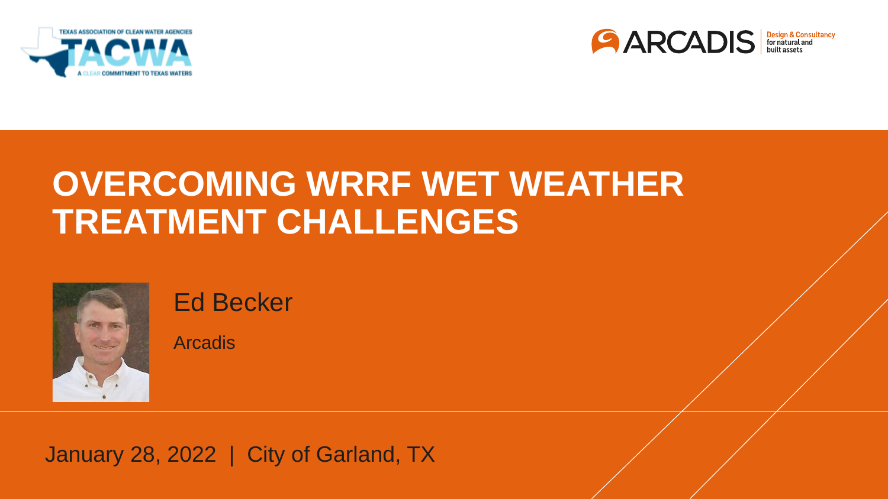TEXAS ASSOCIATION OF CLEAN WATER AGENCIES

TACWA

A CLEAR COMMITMENT TO TEXAS WATERS

ARCADIS Design & Consultancy for natural and built assets

# OVERCOMING WRRF WET WEATHER TREATMENT CHALLENGES

Ed Becker

Arcadis

January 28, 2022 | City of Garland, TX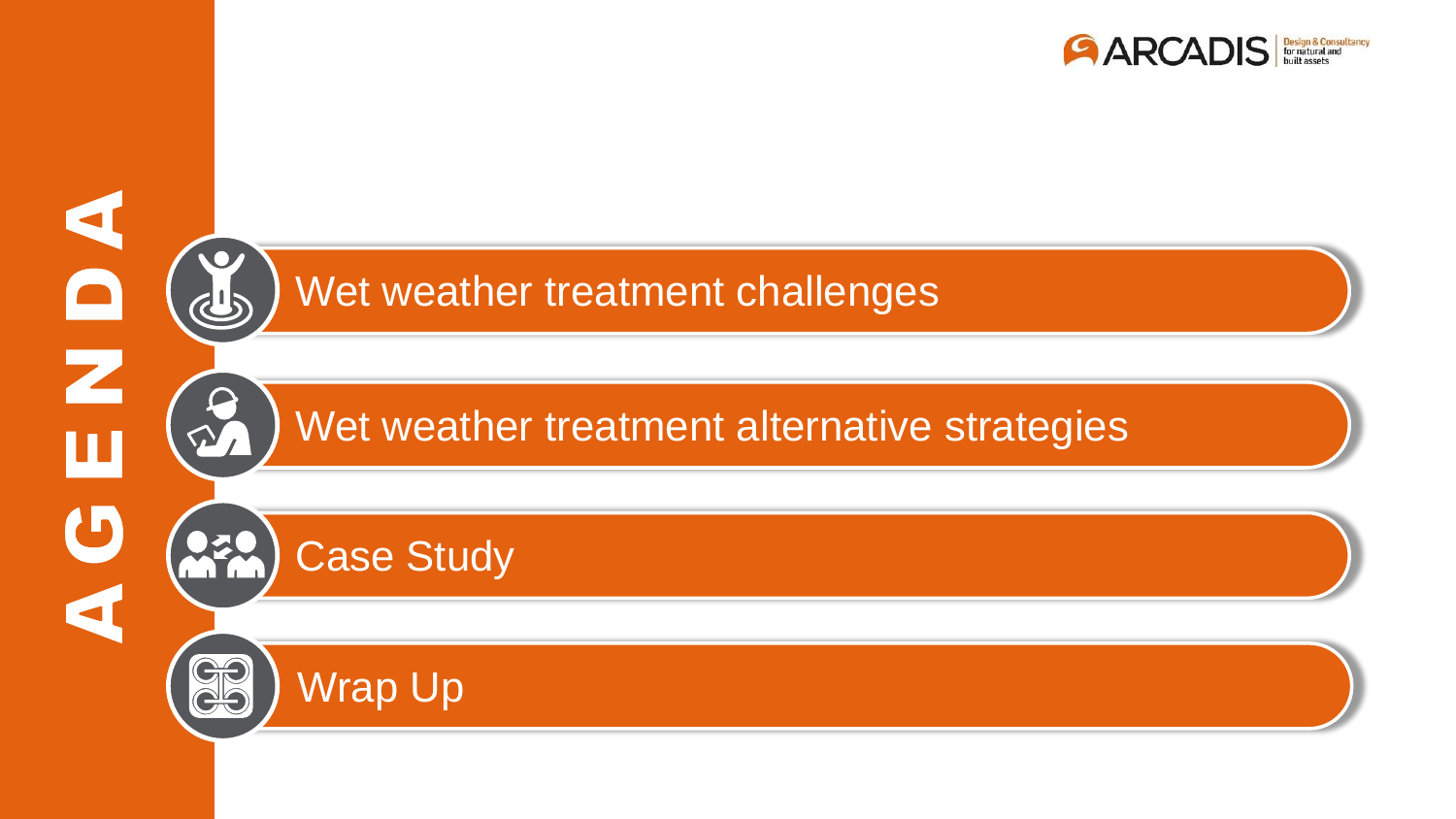# AGENDA

- Wet weather treatment challenges
- Wet weather treatment alternative strategies
- Case Study
- Wrap Up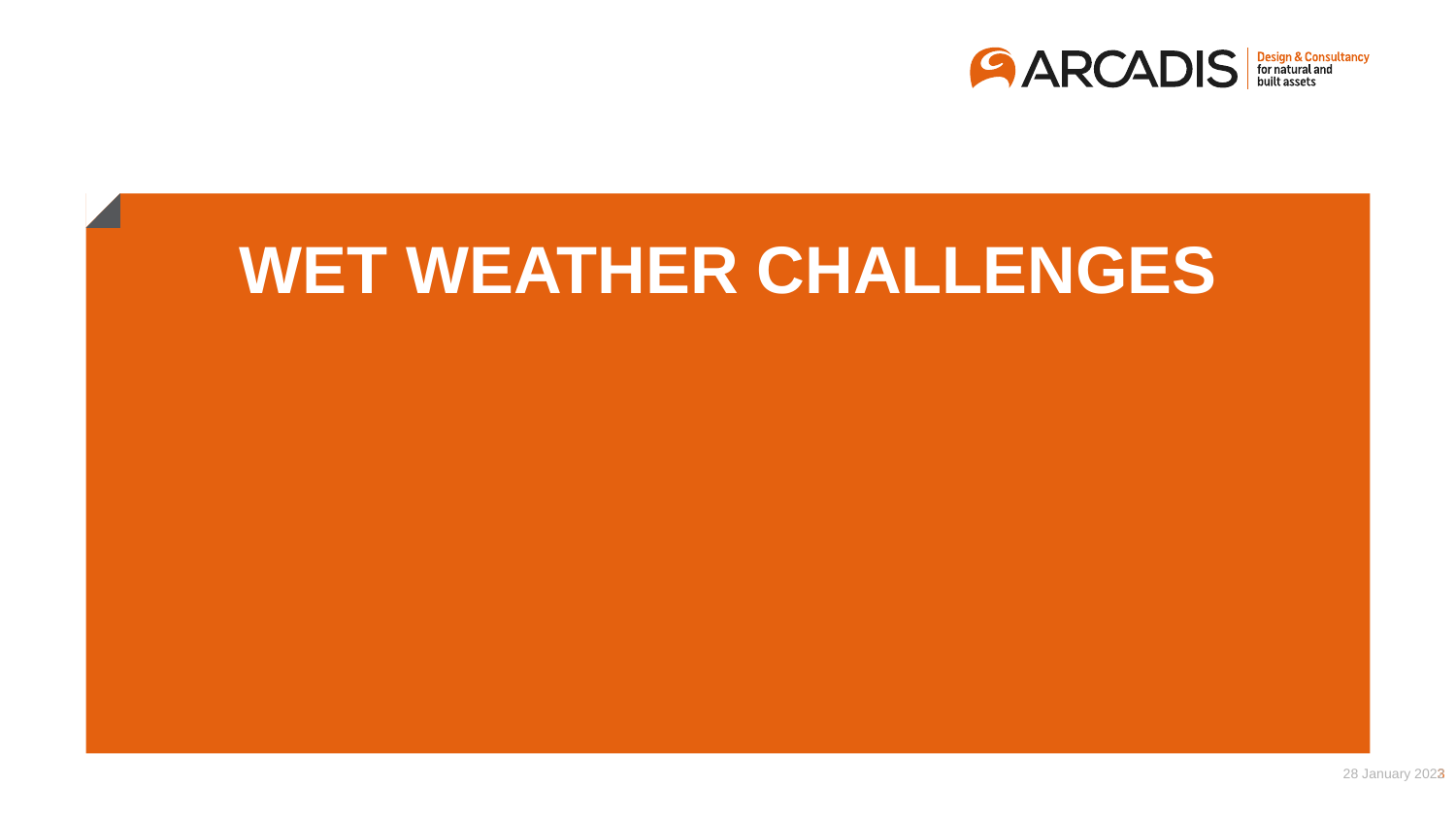# WET WEATHER CHALLENGES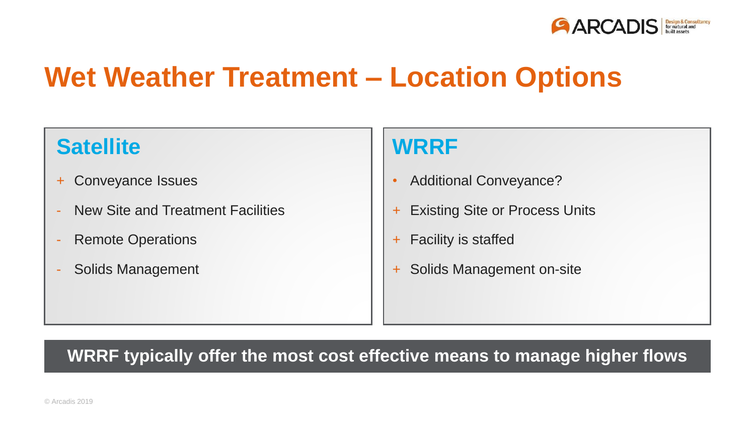# Wet Weather Treatment – Location Options

## Satellite

+ Conveyance Issues
- New Site and Treatment Facilities
- Remote Operations
- Solids Management

## WRRF

• Additional Conveyance?
+ Existing Site or Process Units
+ Facility is staffed
+ Solids Management on-site

**WRRF typically offer the most cost effective means to manage higher flows**

© Arcadis 2019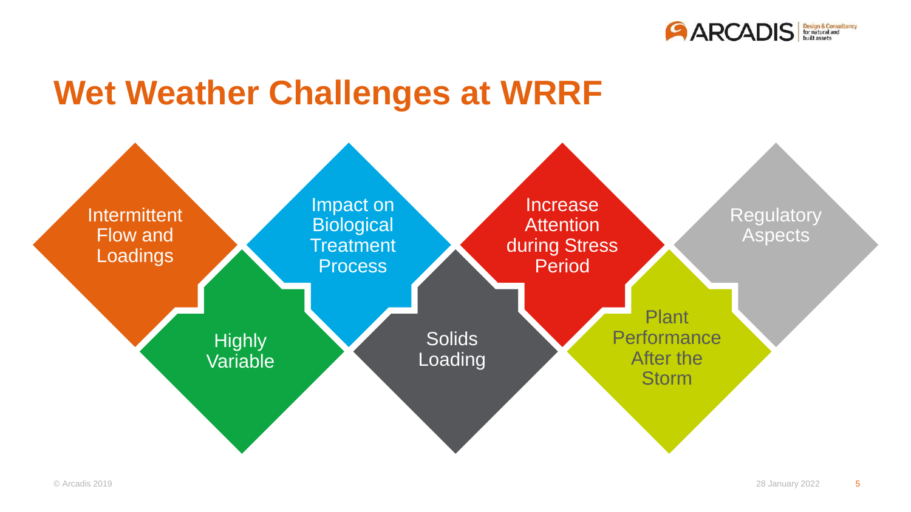# Wet Weather Challenges at WRRF

- Intermittent Flow and Loadings
- Highly Variable
- Impact on Biological Treatment Process
- Solids Loading
- Increase Attention during Stress Period
- Plant Performance After the Storm
- Regulatory Aspects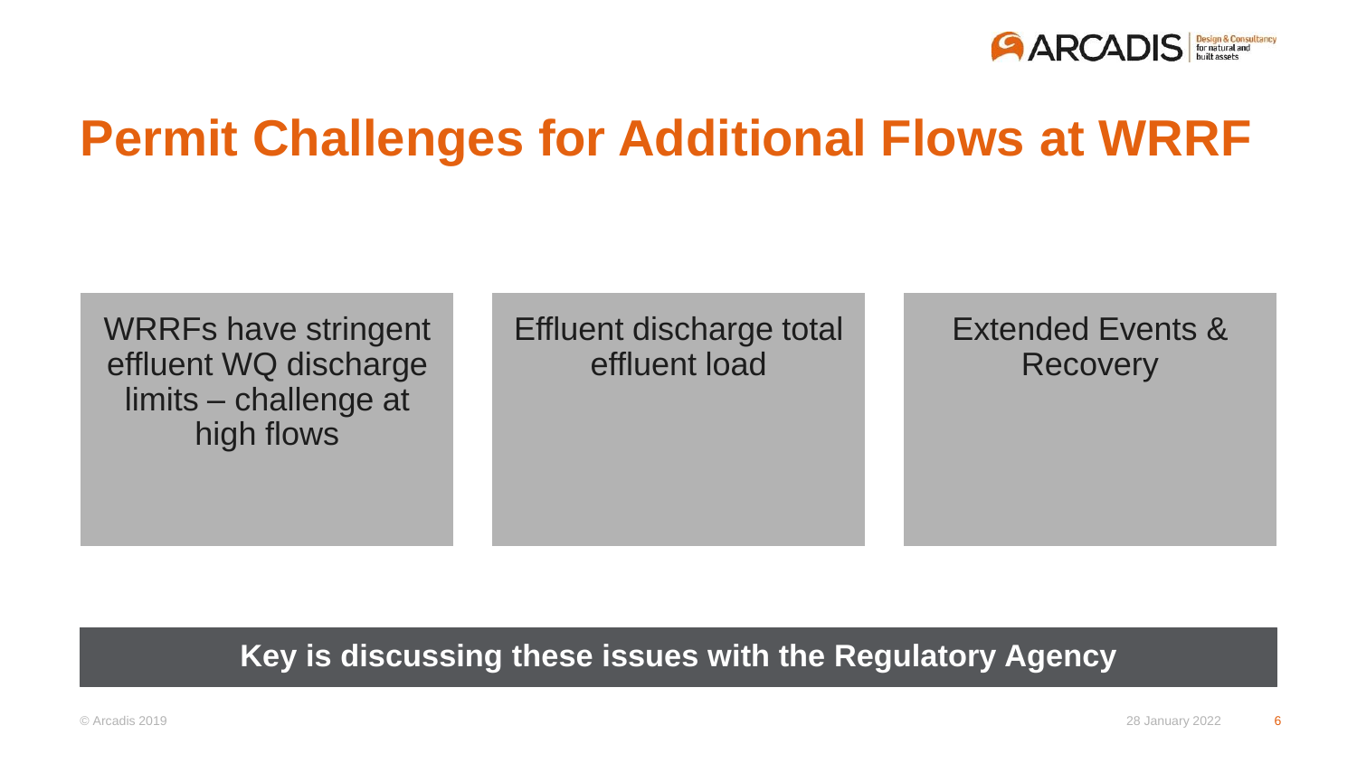# Permit Challenges for Additional Flows at WRRF

WRRFs have stringent effluent WQ discharge limits – challenge at high flows

Effluent discharge total effluent load

Extended Events & Recovery

**Key is discussing these issues with the Regulatory Agency**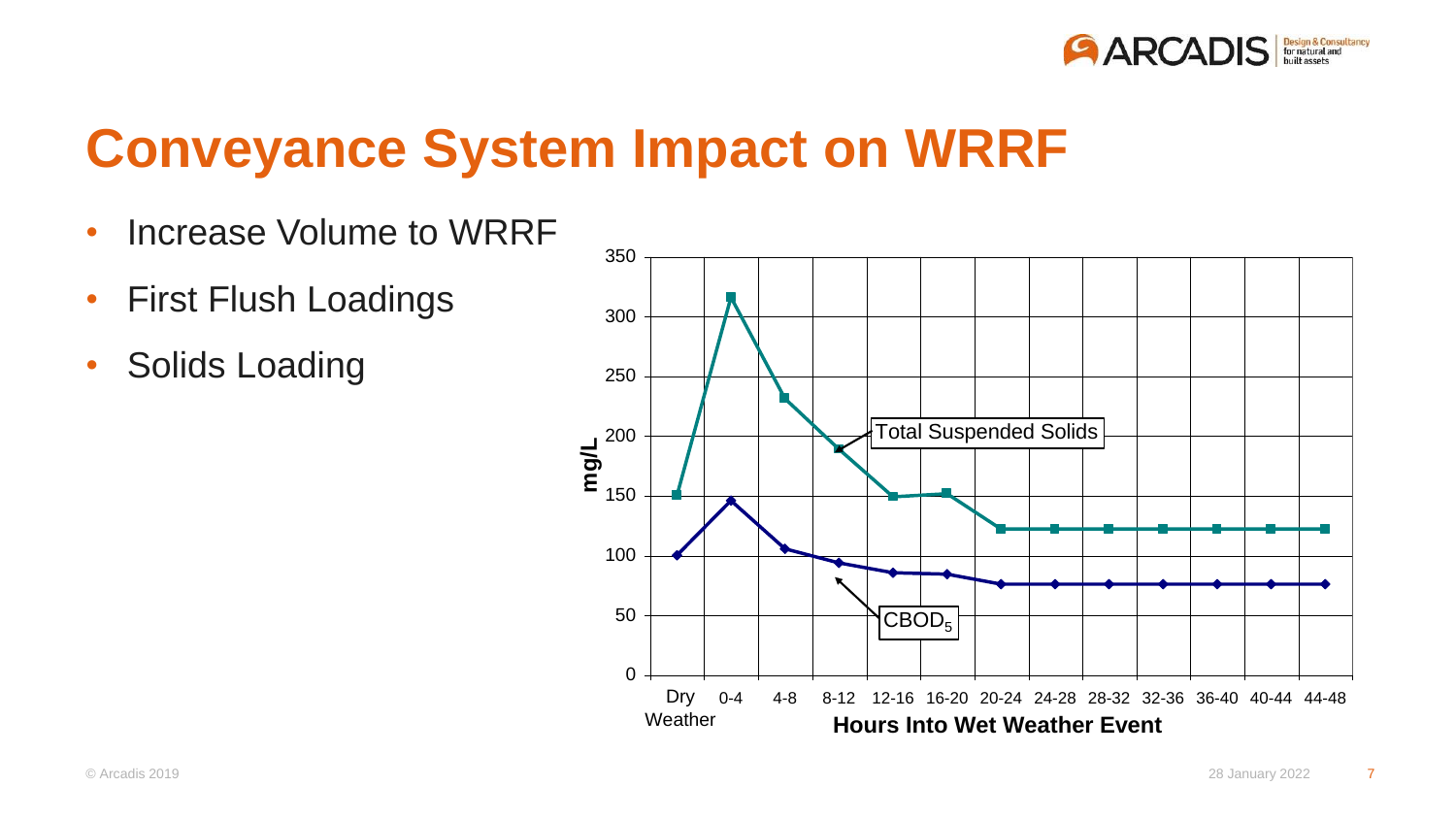# Conveyance System Impact on WRRF

- Increase Volume to WRRF
- First Flush Loadings
- Solids Loading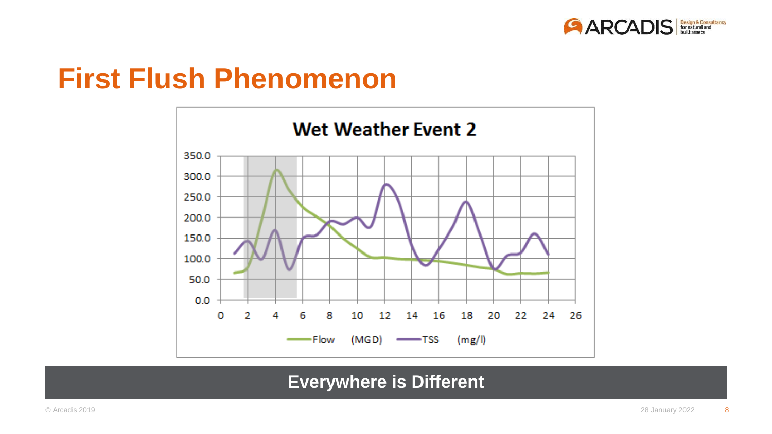# First Flush Phenomenon

**Wet Weather Event 2**

Flow (MGD) — TSS (mg/l)

**Everywhere is Different**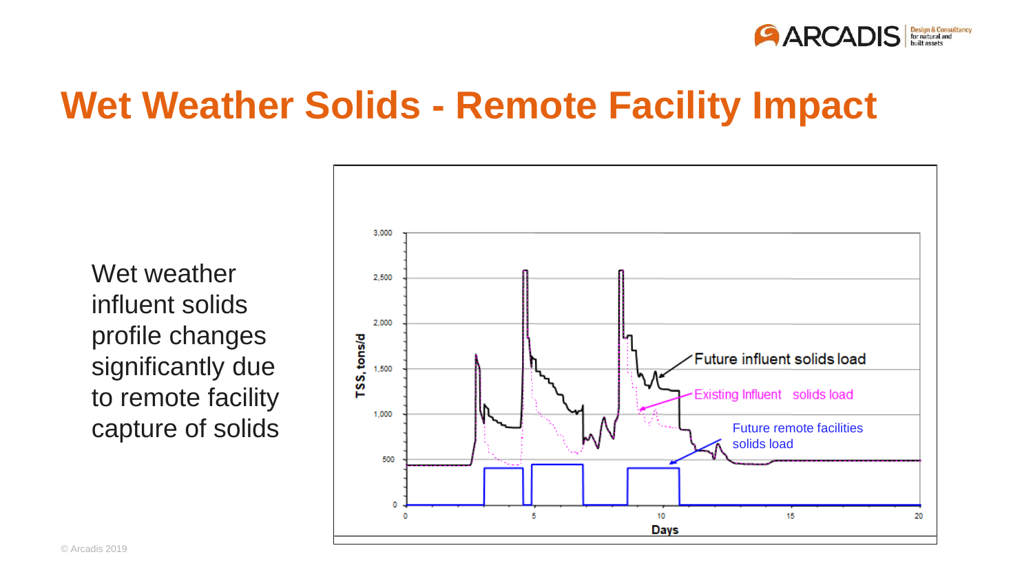# Wet Weather Solids - Remote Facility Impact

Wet weather influent solids profile changes significantly due to remote facility capture of solids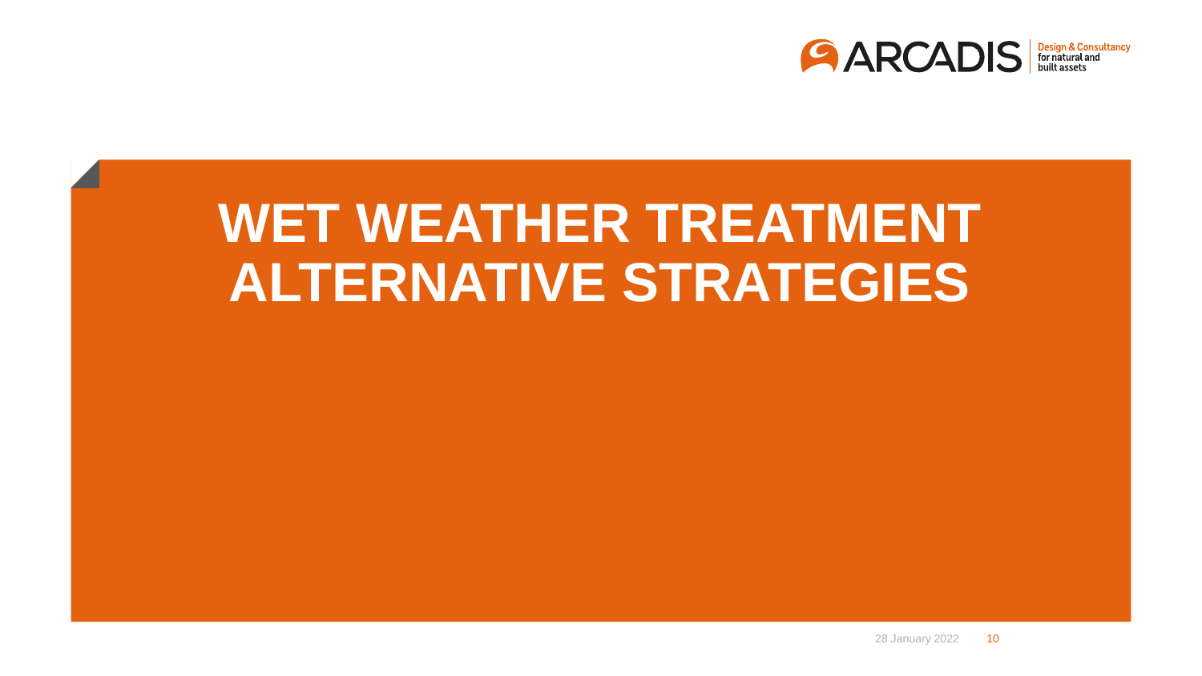# WET WEATHER TREATMENT ALTERNATIVE STRATEGIES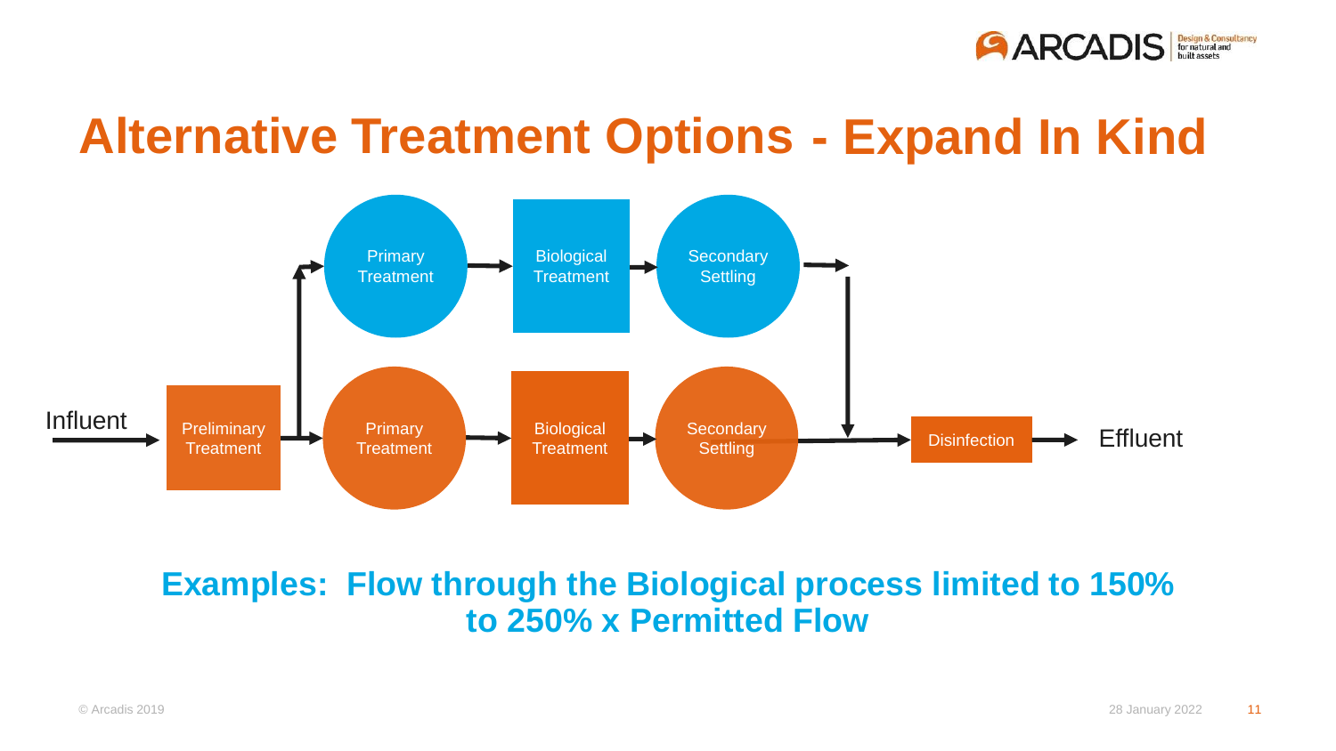# Alternative Treatment Options - Expand In Kind

Influent → Preliminary Treatment → Primary Treatment → Biological Treatment → Secondary Settling → Disinfection → Effluent

Primary Treatment → Biological Treatment → Secondary Settling

**Examples: Flow through the Biological process limited to 150% to 250% x Permitted Flow**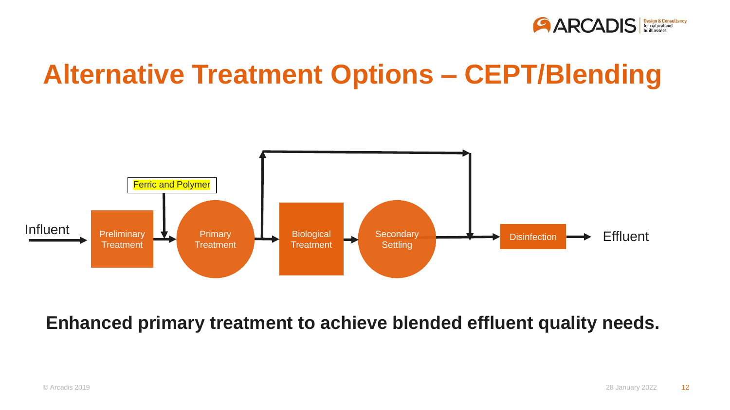# Alternative Treatment Options – CEPT/Blending

Ferric and Polymer

Influent → Preliminary Treatment → Primary Treatment → Biological Treatment → Secondary Settling → Disinfection → Effluent

**Enhanced primary treatment to achieve blended effluent quality needs.**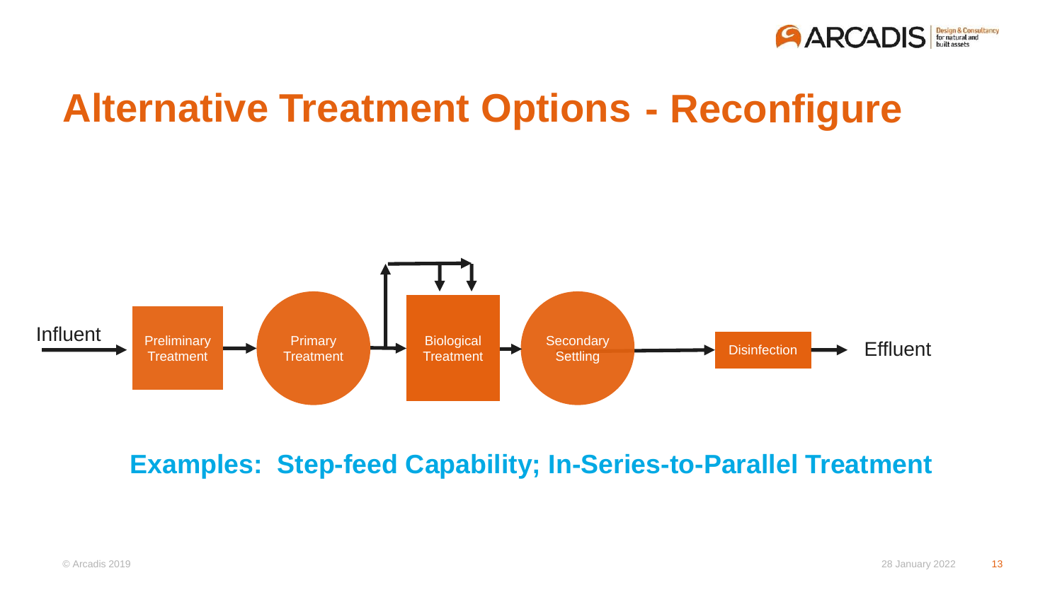# Alternative Treatment Options - Reconfigure

Influent → Preliminary Treatment → Primary Treatment → Biological Treatment → Secondary Settling → Disinfection → Effluent

**Examples: Step-feed Capability; In-Series-to-Parallel Treatment**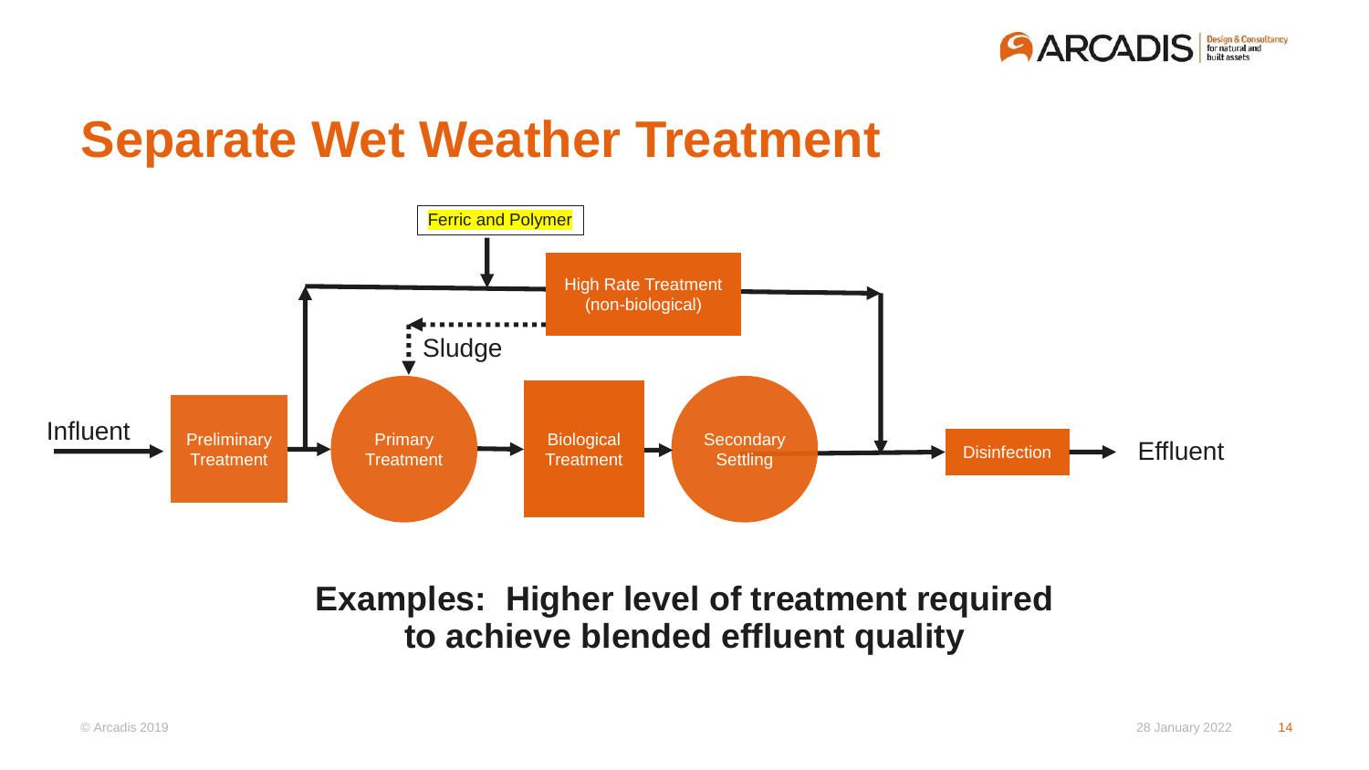# Separate Wet Weather Treatment

Ferric and Polymer

High Rate Treatment (non-biological)

Sludge

Influent

Preliminary Treatment

Primary Treatment

Biological Treatment

Secondary Settling

Disinfection

Effluent

**Examples: Higher level of treatment required to achieve blended effluent quality**

© Arcadis 2019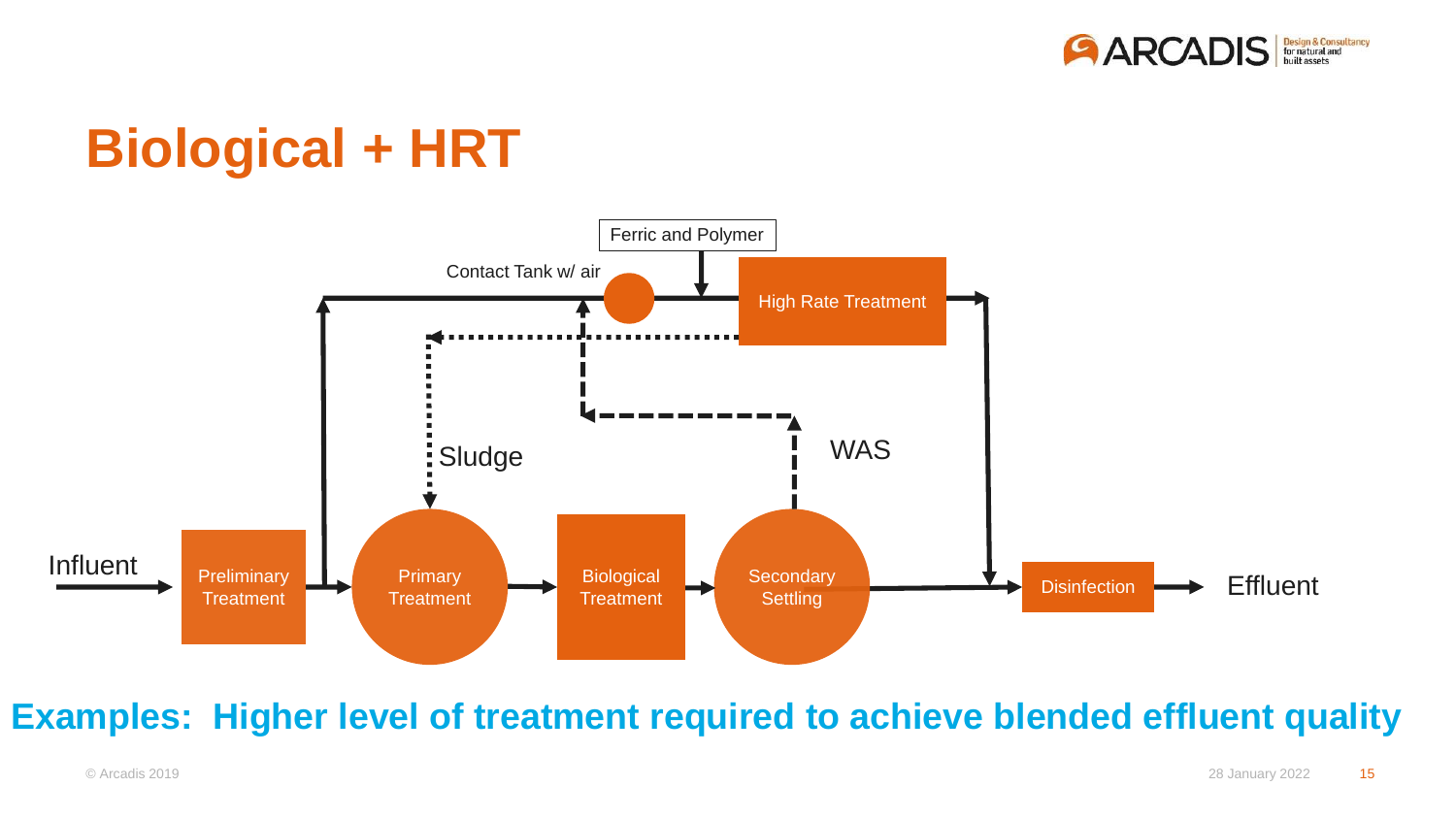# Biological + HRT

Ferric and Polymer

Contact Tank w/ air

High Rate Treatment

Sludge

WAS

Influent

Preliminary Treatment

Primary Treatment

Biological Treatment

Secondary Settling

Disinfection

Effluent

**Examples: Higher level of treatment required to achieve blended effluent quality**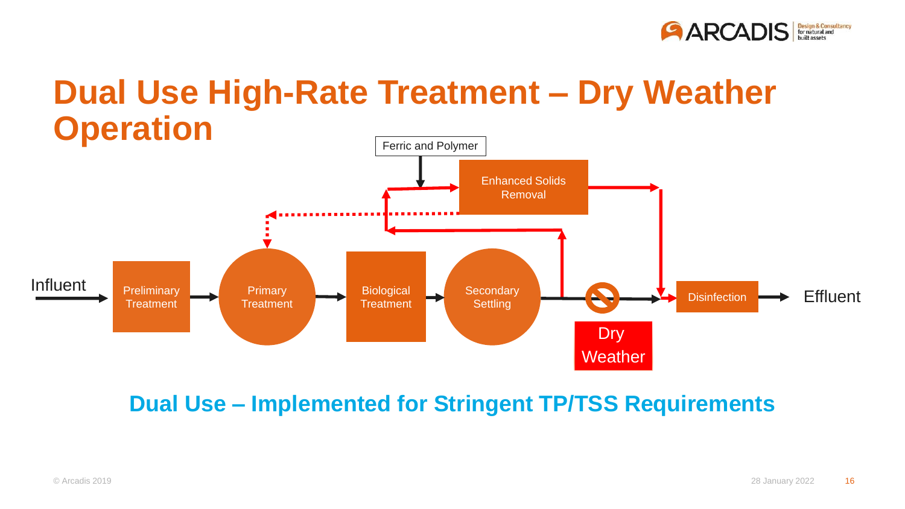# Dual Use High-Rate Treatment – Dry Weather Operation

Ferric and Polymer

Enhanced Solids Removal

Influent

Preliminary Treatment

Primary Treatment

Biological Treatment

Secondary Settling

Disinfection

Effluent

Dry Weather

**Dual Use – Implemented for Stringent TP/TSS Requirements**

© Arcadis 2019

28 January 2022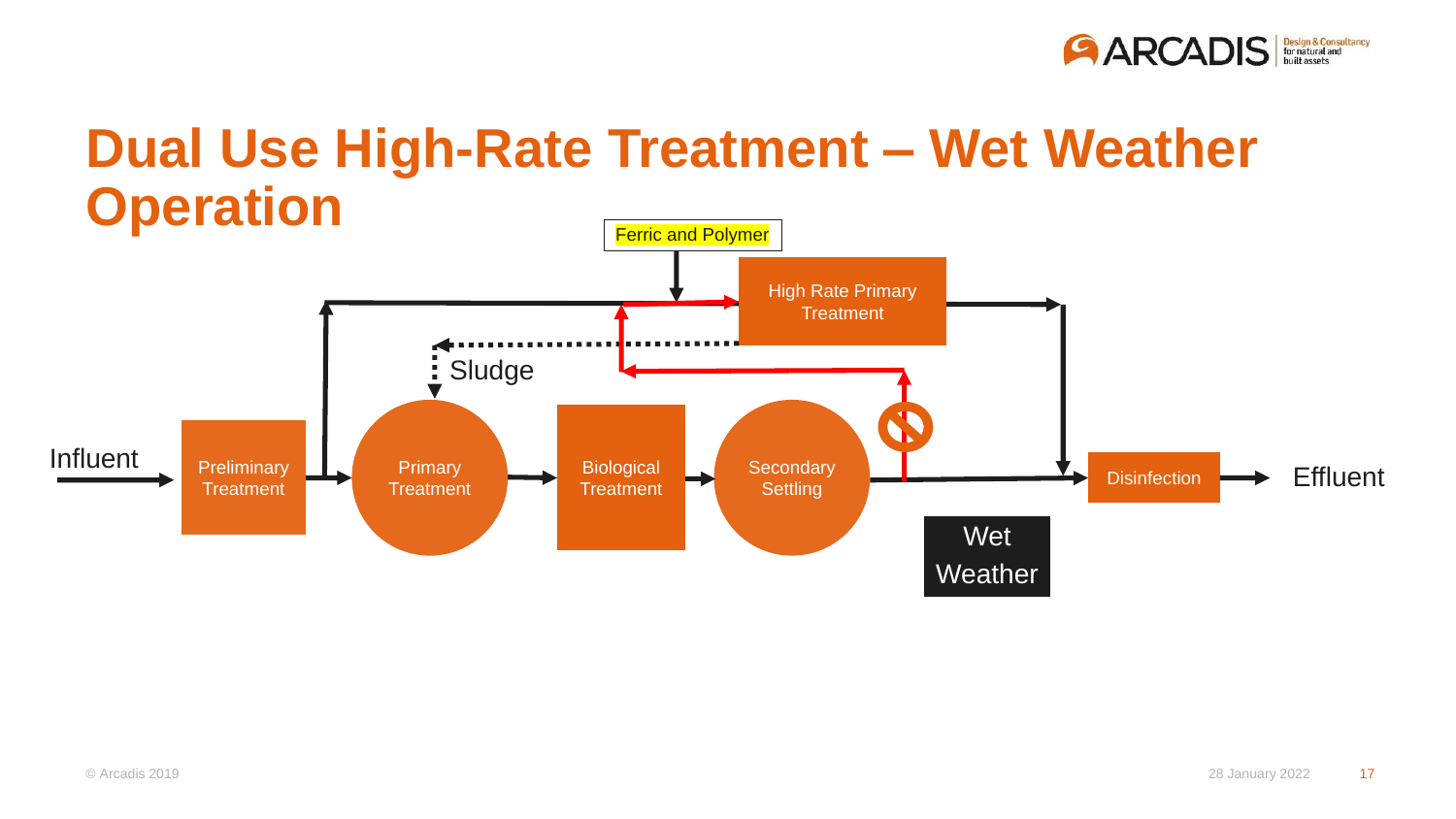# Dual Use High-Rate Treatment – Wet Weather Operation

Ferric and Polymer

High Rate Primary Treatment

Sludge

Influent

Preliminary Treatment

Primary Treatment

Biological Treatment

Secondary Settling

Disinfection

Effluent

Wet Weather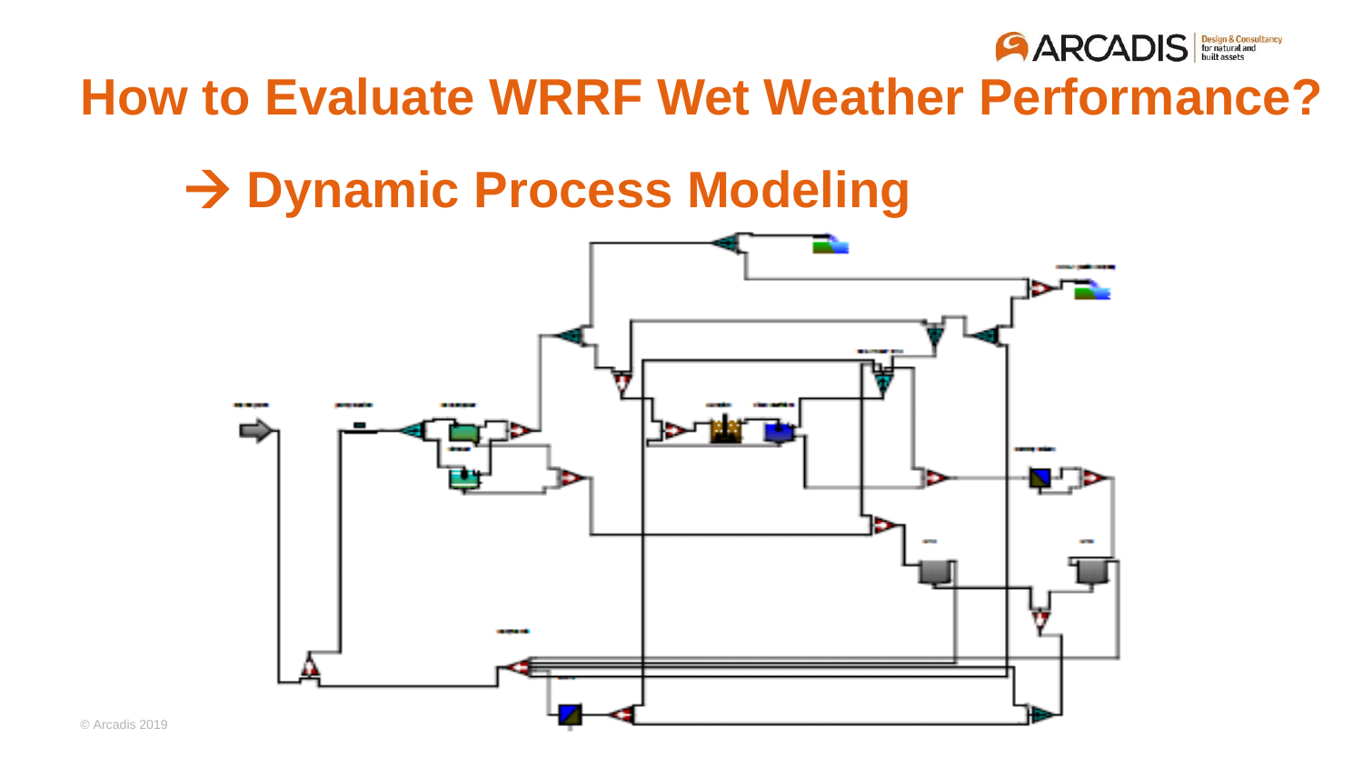# How to Evaluate WRRF Wet Weather Performance?

## → Dynamic Process Modeling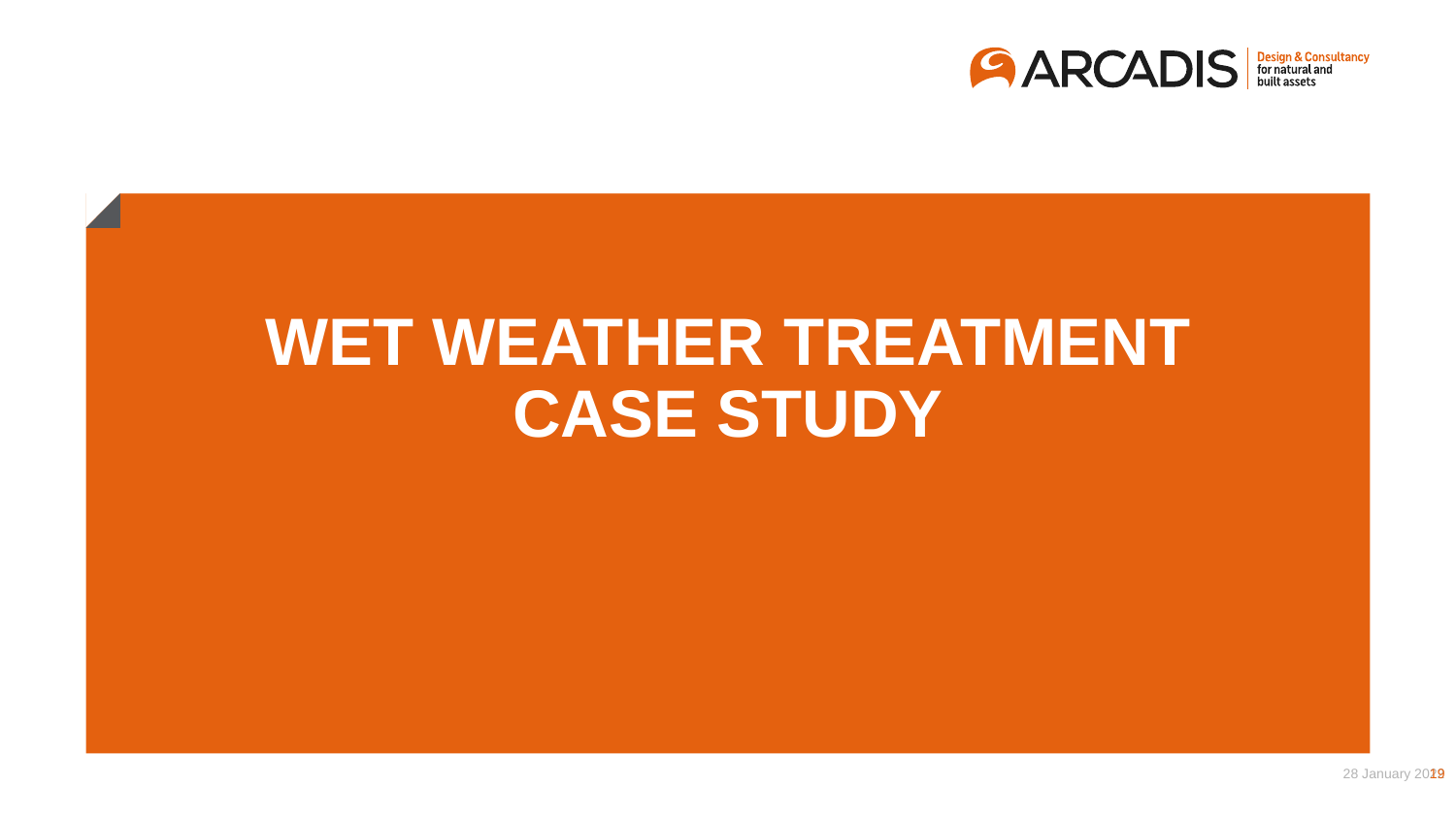# WET WEATHER TREATMENT CASE STUDY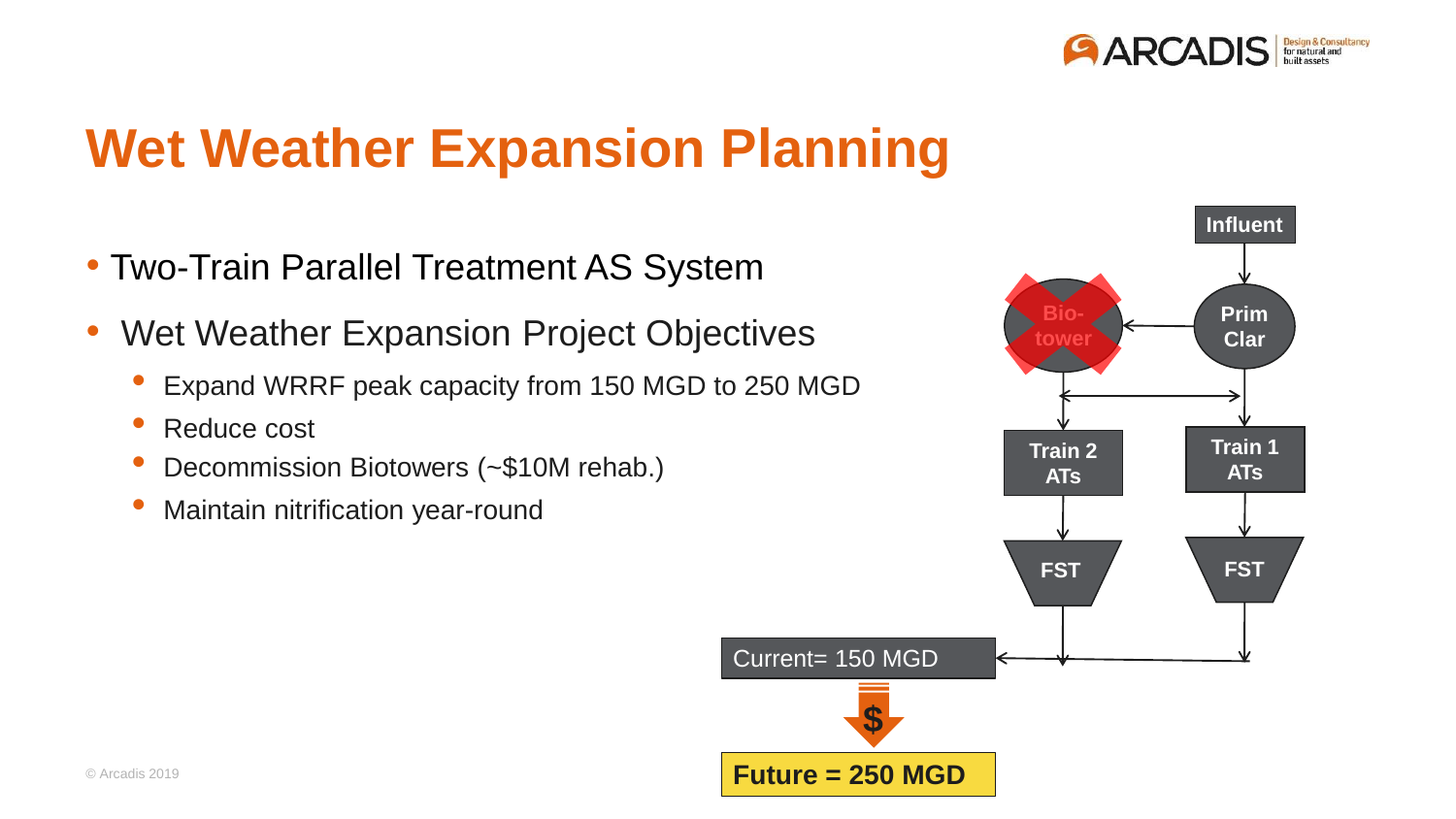# Wet Weather Expansion Planning

- Two-Train Parallel Treatment AS System
- Wet Weather Expansion Project Objectives
  - Expand WRRF peak capacity from 150 MGD to 250 MGD
  - Reduce cost
  - Decommission Biotowers (~$10M rehab.)
  - Maintain nitrification year-round

Influent

Prim Clar

Bio-tower

Train 2 ATs

Train 1 ATs

FST

FST

Current= 150 MGD

$

**Future = 250 MGD**

© Arcadis 2019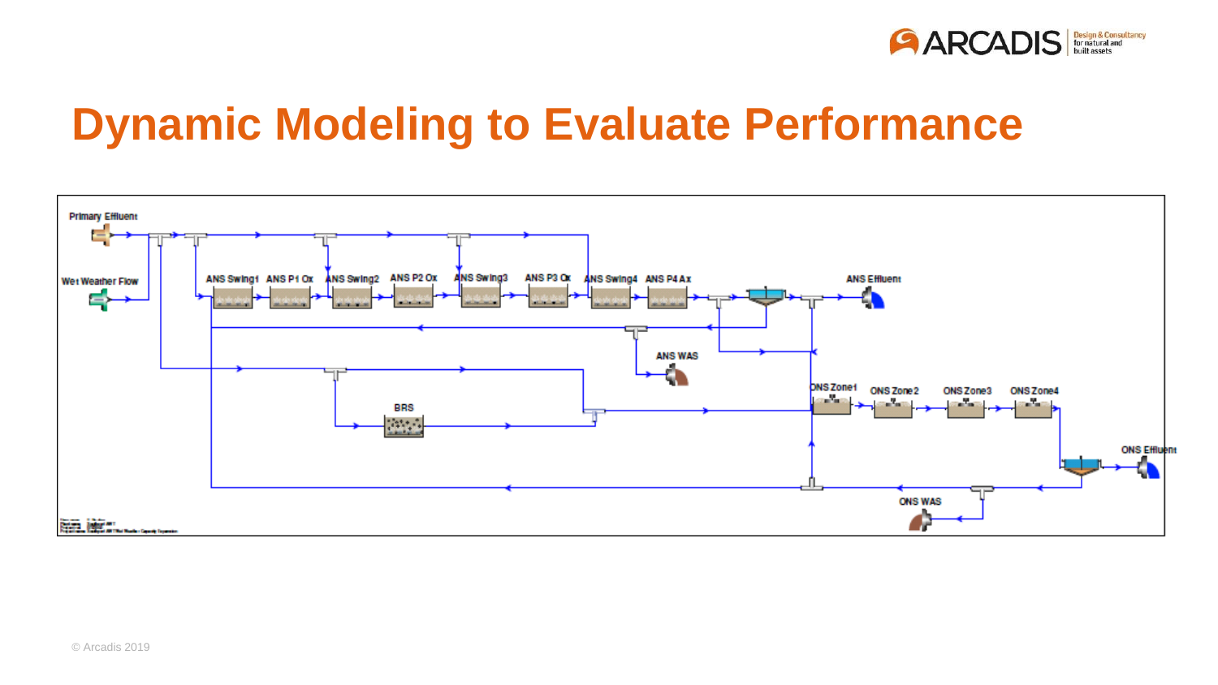# Dynamic Modeling to Evaluate Performance

Primary Effluent

Wet Weather Flow

ANS Swing1 ANS P1 Ox ANS Swing2 ANS P2 Ox ANS Swing3 ANS P3 Ox ANS Swing4 ANS P4 Ax

ANS Effluent

ANS WAS

BRS

ONS Zone1 ONS Zone2 ONS Zone3 ONS Zone4

ONS Effluent

ONS WAS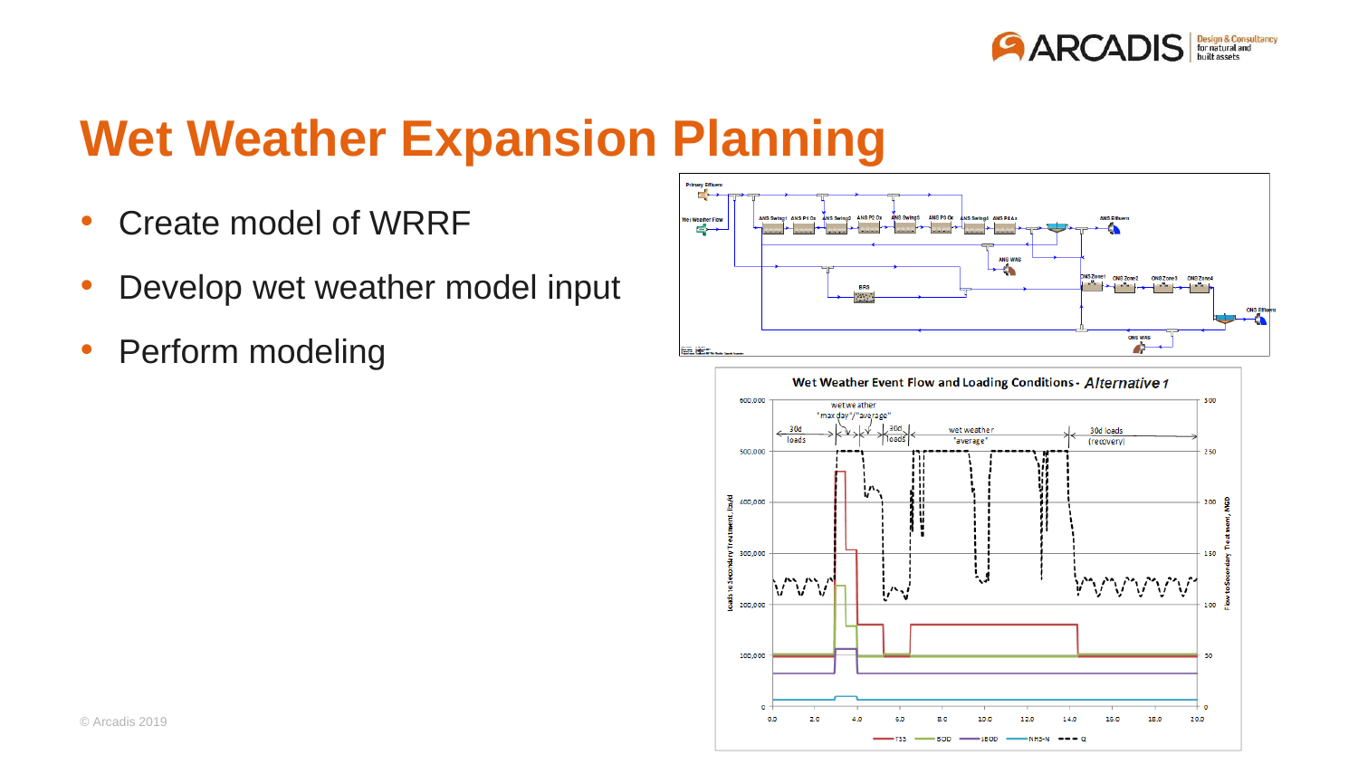# Wet Weather Expansion Planning

- Create model of WRRF
- Develop wet weather model input
- Perform modeling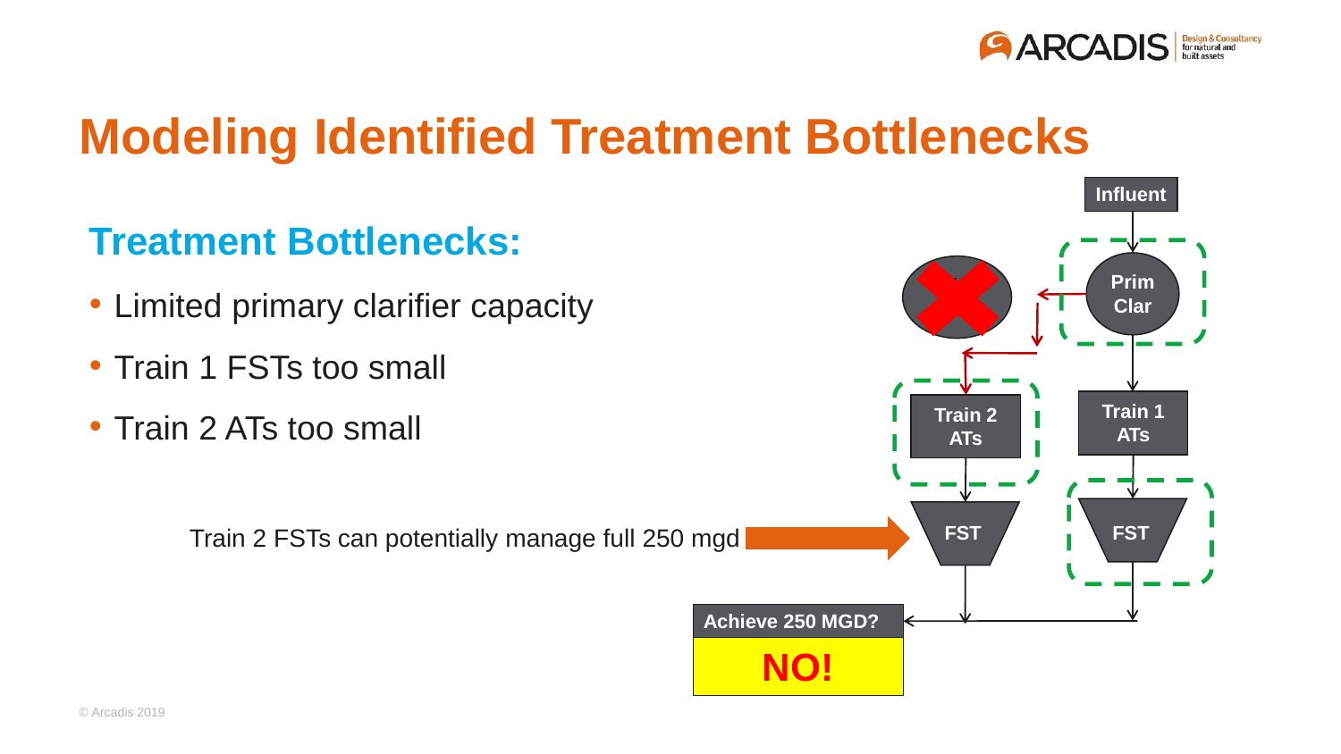# Modeling Identified Treatment Bottlenecks

## Treatment Bottlenecks:

- Limited primary clarifier capacity
- Train 1 FSTs too small
- Train 2 ATs too small

Influent

Prim Clar

Train 2 ATs

Train 1 ATs

Train 2 FSTs can potentially manage full 250 mgd

FST

FST

**Achieve 250 MGD?**

**NO!**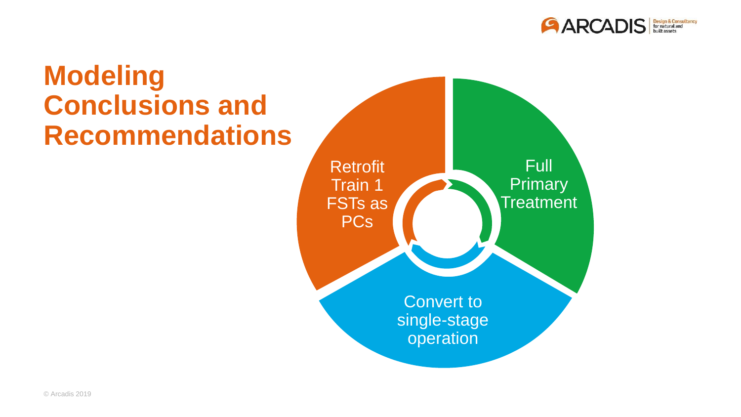# Modeling Conclusions and Recommendations

- Retrofit Train 1 FSTs as PCs
- Full Primary Treatment
- Convert to single-stage operation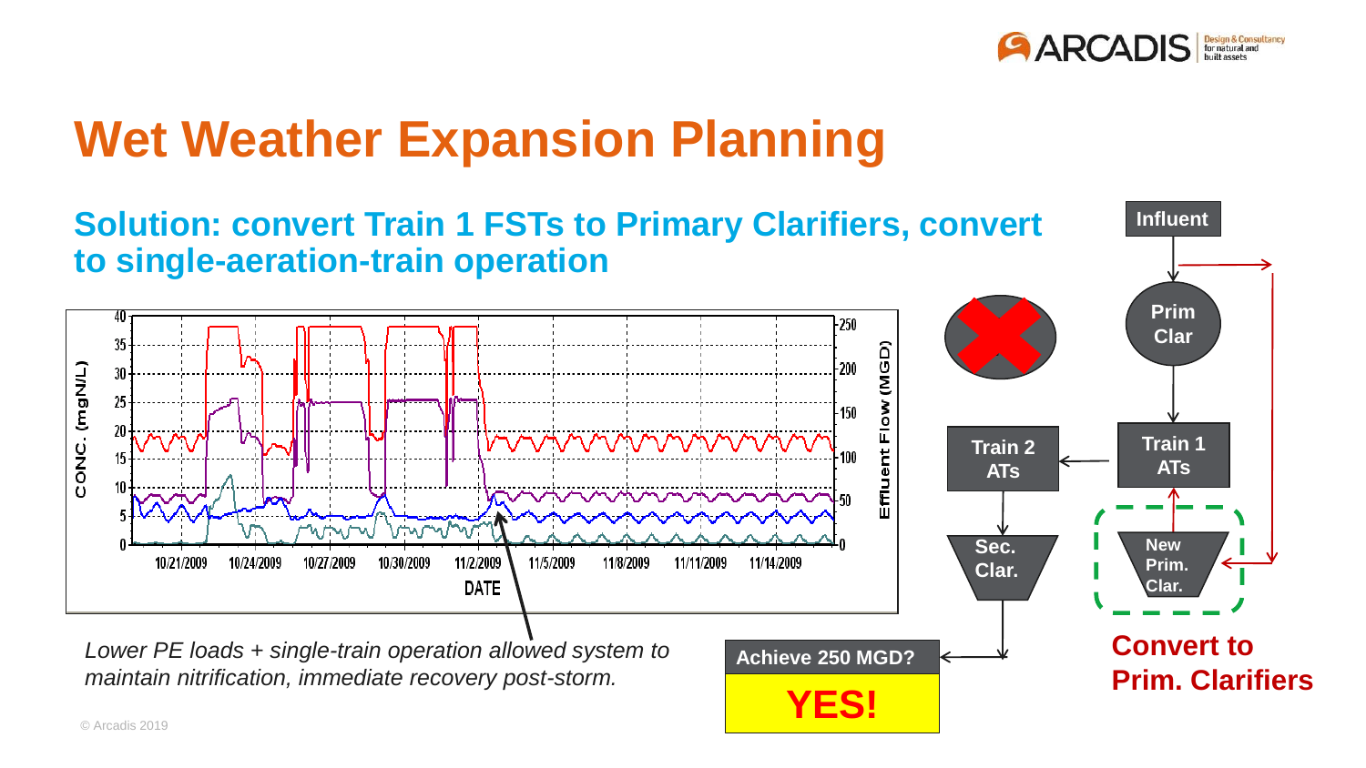# Wet Weather Expansion Planning

## Solution: convert Train 1 FSTs to Primary Clarifiers, convert to single-aeration-train operation

*Lower PE loads + single-train operation allowed system to maintain nitrification, immediate recovery post-storm.*

Influent

Prim Clar

Train 1 ATs

Train 2 ATs

Sec. Clar.

New Prim. Clar.

**Convert to Prim. Clarifiers**

**Achieve 250 MGD?**

**YES!**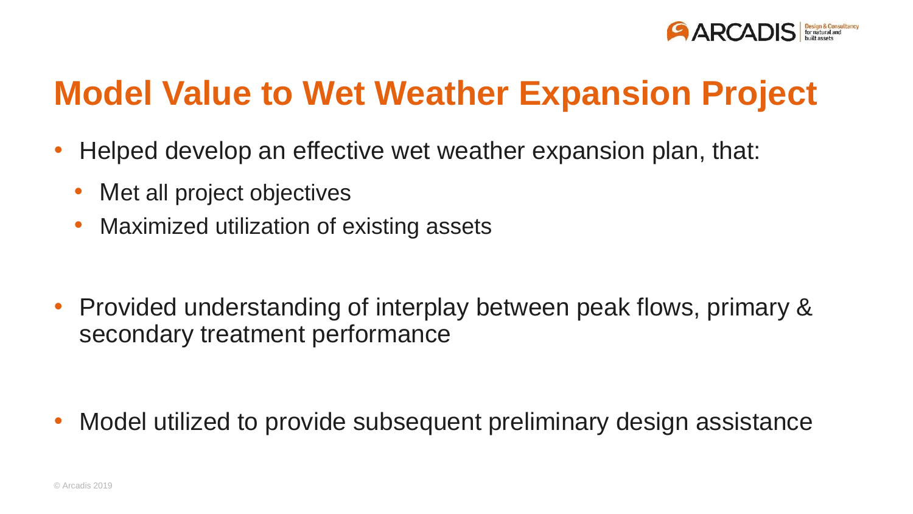# Model Value to Wet Weather Expansion Project

- Helped develop an effective wet weather expansion plan, that:
  - Met all project objectives
  - Maximized utilization of existing assets
- Provided understanding of interplay between peak flows, primary & secondary treatment performance
- Model utilized to provide subsequent preliminary design assistance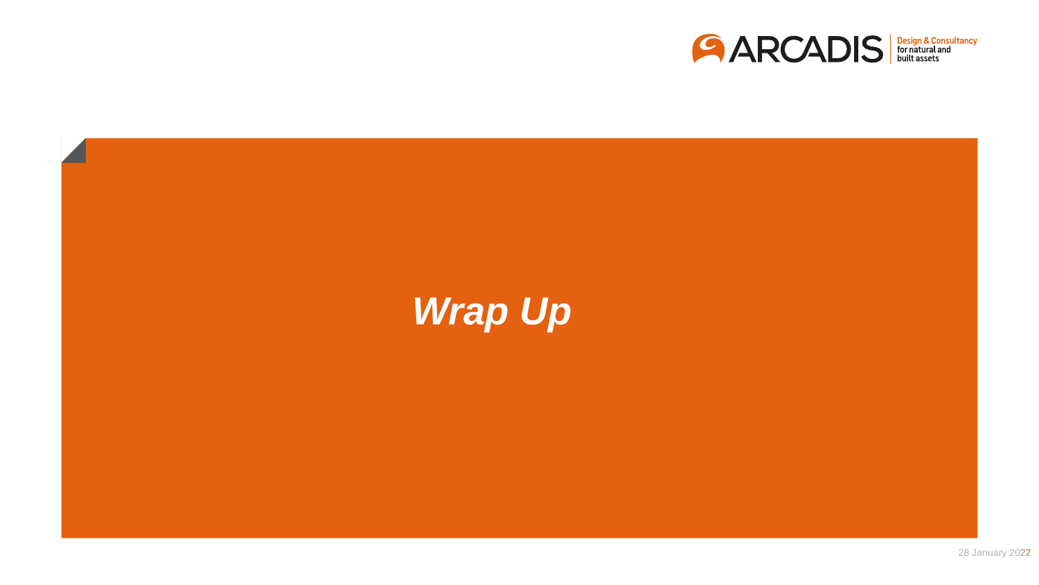# ***Wrap Up***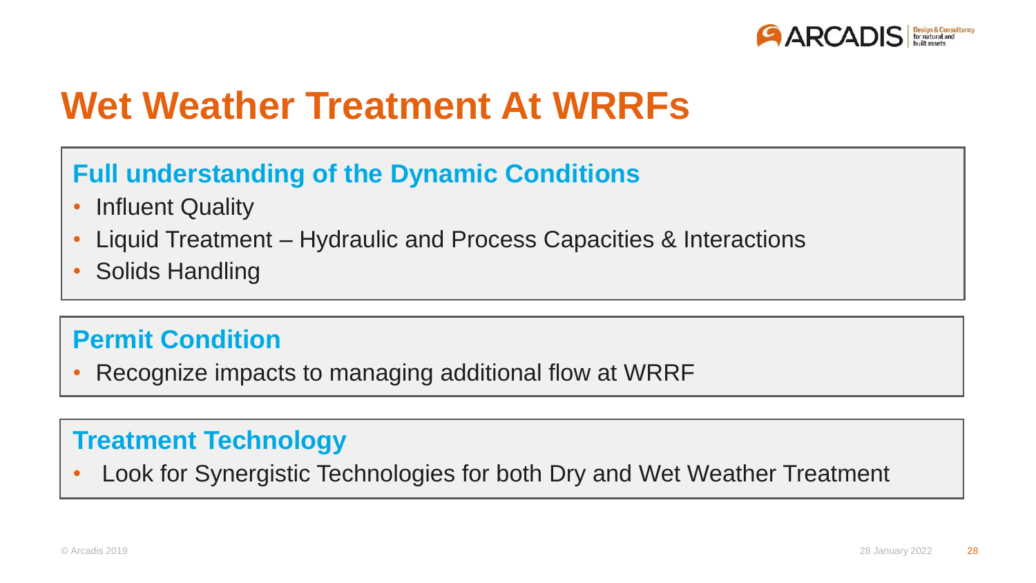# Wet Weather Treatment At WRRFs

## Full understanding of the Dynamic Conditions

- Influent Quality
- Liquid Treatment – Hydraulic and Process Capacities & Interactions
- Solids Handling

## Permit Condition

- Recognize impacts to managing additional flow at WRRF

## Treatment Technology

- Look for Synergistic Technologies for both Dry and Wet Weather Treatment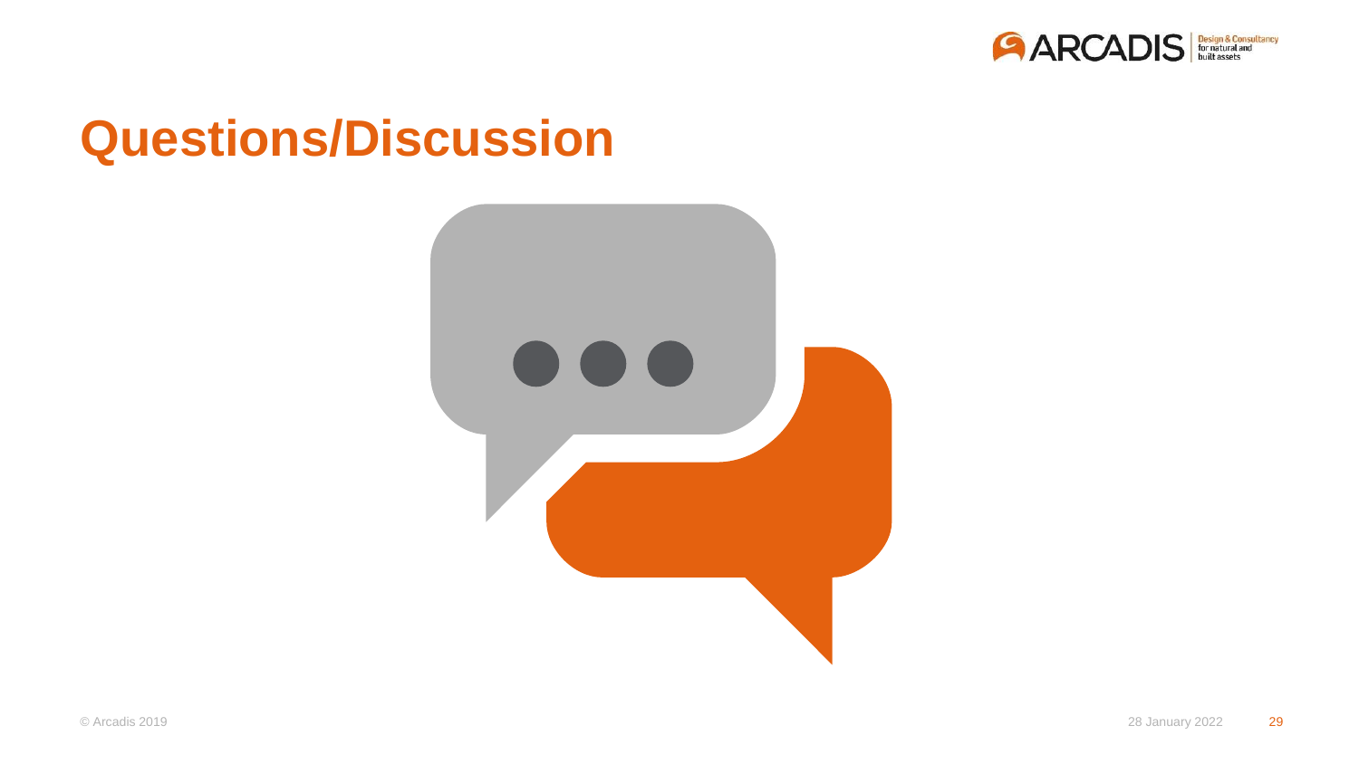# Questions/Discussion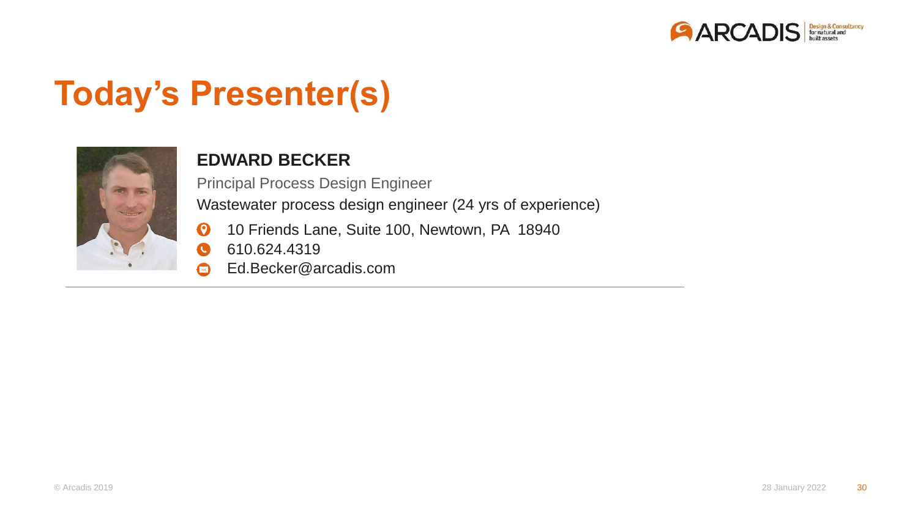# Today's Presenter(s)

**EDWARD BECKER**

Principal Process Design Engineer

Wastewater process design engineer (24 yrs of experience)

- 10 Friends Lane, Suite 100, Newtown, PA 18940
- 610.624.4319
- Ed.Becker@arcadis.com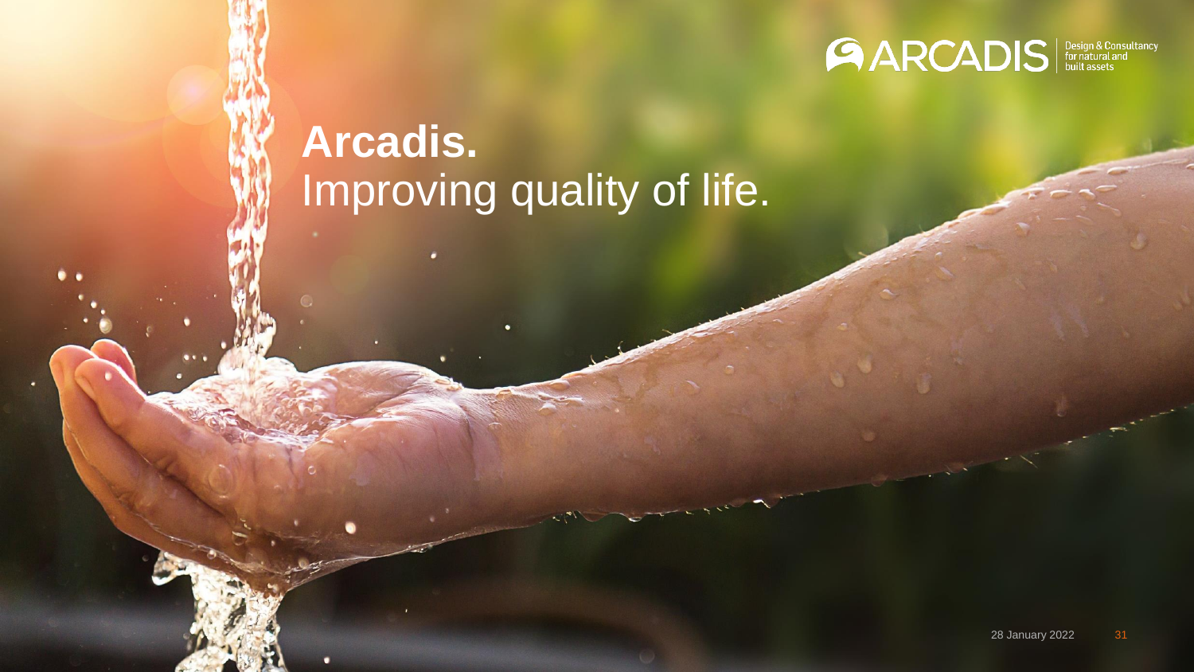ARCADIS Design & Consultancy for natural and built assets

# Arcadis.

Improving quality of life.

28 January 2022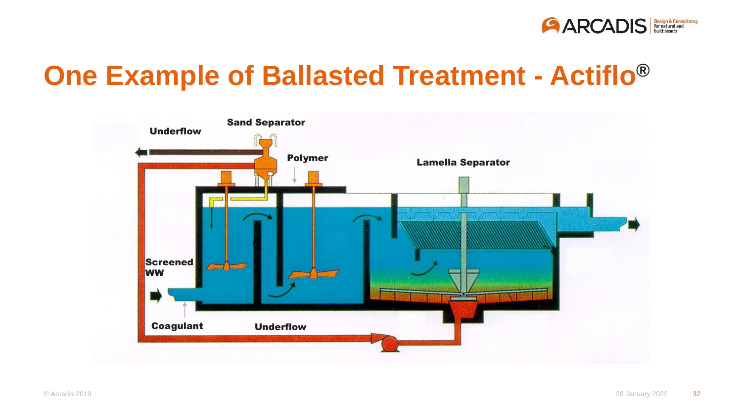# One Example of Ballasted Treatment - Actiflo®

Sand Separator

Underflow

Polymer

Lamella Separator

Screened WW

Coagulant

Underflow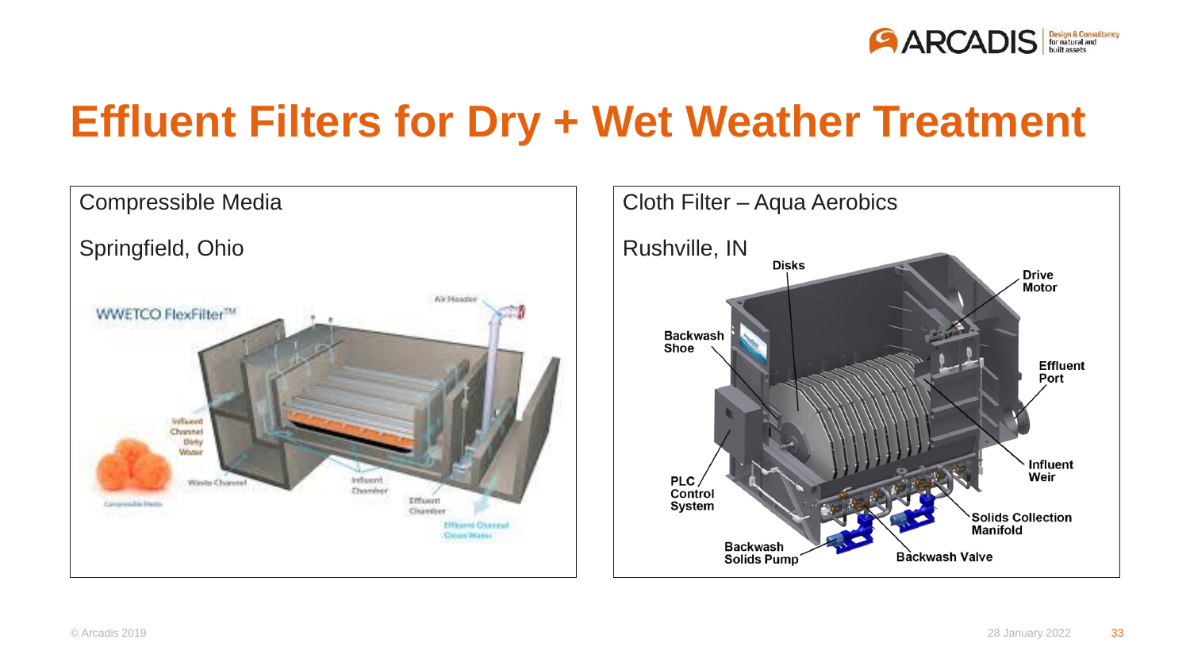# Effluent Filters for Dry + Wet Weather Treatment

Compressible Media

Springfield, Ohio

WWETCO FlexFilter™

Air Header

Influent Channel Dirty Water

Waste Channel

Influent Chamber

Effluent Chamber

Effluent Channel Clean Water

Compressible Media

Cloth Filter – Aqua Aerobics

Rushville, IN

Disks

Drive Motor

Backwash Shoe

Effluent Port

Influent Weir

PLC Control System

Solids Collection Manifold

Backwash Solids Pump

Backwash Valve